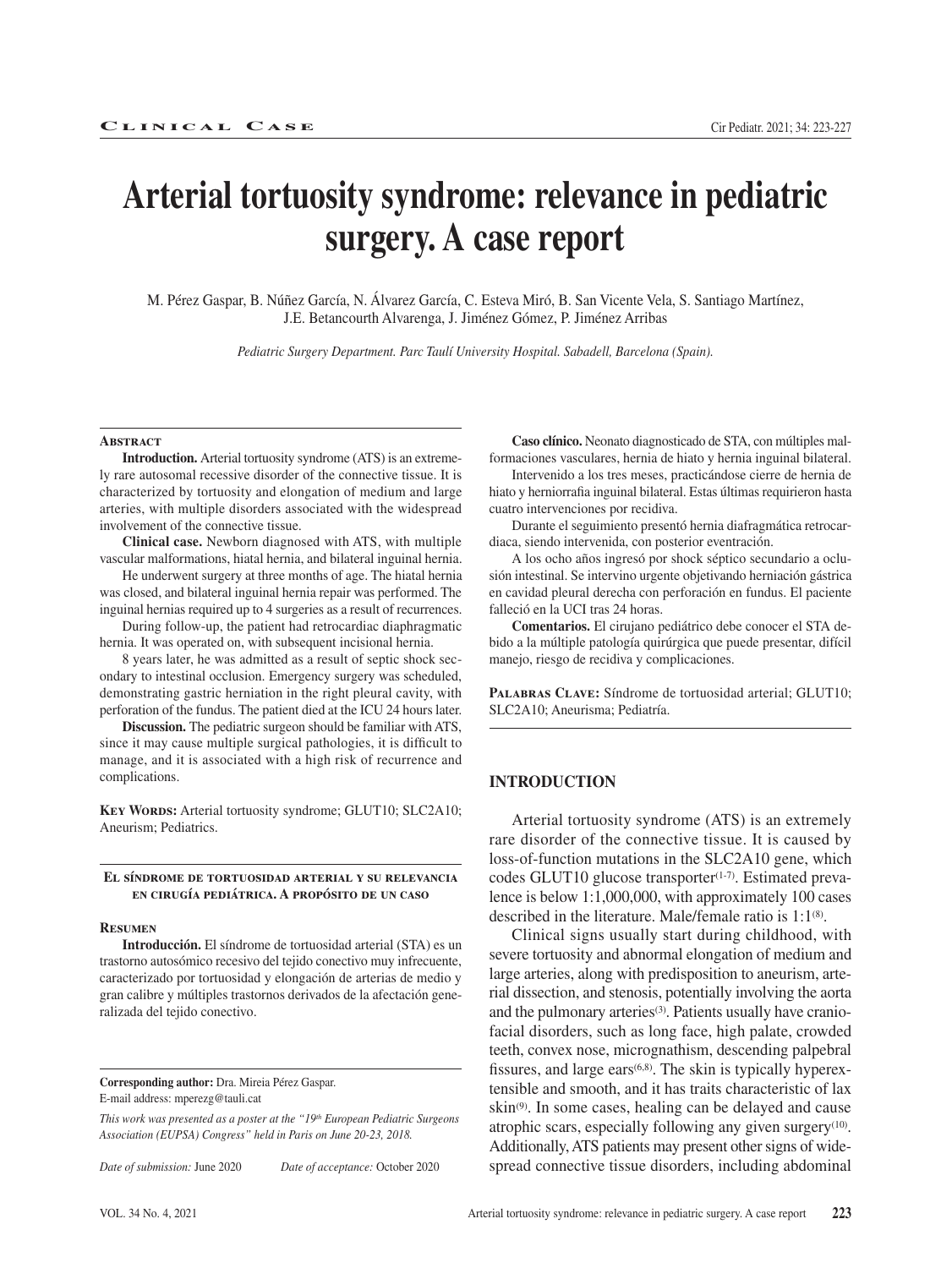Clinical Case

# Arterial tortuosity syndrome: relevance in pediatric surgery. A case report

M. Pérez Gaspar, B. Núñez García, N. Álvarez García, C. Esteva Miró, B. San Vicente Vela, S. Santiago Martínez, J.E. Betancourth Alvarenga, J. Jiménez Gómez, P. Jiménez Arribas

*Pediatric Surgery Department. Parc Taulí University Hospital. Sabadell, Barcelona (Spain).*

### Abstract

**Introduction.** Arterial tortuosity syndrome (ATS) is an extremely rare autosomal recessive disorder of the connective tissue. It is characterized by tortuosity and elongation of medium and large arteries, with multiple disorders associated with the widespread involvement of the connective tissue.

**Clinical case.** Newborn diagnosed with ATS, with multiple vascular malformations, hiatal hernia, and bilateral inguinal hernia.

He underwent surgery at three months of age. The hiatal hernia was closed, and bilateral inguinal hernia repair was performed. The inguinal hernias required up to 4 surgeries as a result of recurrences.

During follow-up, the patient had retrocardiac diaphragmatic hernia. It was operated on, with subsequent incisional hernia.

8 years later, he was admitted as a result of septic shock secondary to intestinal occlusion. Emergency surgery was scheduled, demonstrating gastric herniation in the right pleural cavity, with perforation of the fundus. The patient died at the ICU 24 hours later.

**Discussion.** The pediatric surgeon should be familiar with ATS, since it may cause multiple surgical pathologies, it is difficult to manage, and it is associated with a high risk of recurrence and complications.

**Key Words:** Arterial tortuosity syndrome; GLUT10; SLC2A10; Aneurism; Pediatrics.

### El síndrome de tortuosidad arterial y su relevancia en cirugía pediátrica. A propósito de un caso

### Resumen

**Introducción.** El síndrome de tortuosidad arterial (STA) es un trastorno autosómico recesivo del tejido conectivo muy infrecuente, caracterizado por tortuosidad y elongación de arterias de medio y gran calibre y múltiples trastornos derivados de la afectación generalizada del tejido conectivo.

**Caso clínico.** Neonato diagnosticado de STA, con múltiples malformaciones vasculares, hernia de hiato y hernia inguinal bilateral.

Intervenido a los tres meses, practicándose cierre de hernia de hiato y herniorrafia inguinal bilateral. Estas últimas requirieron hasta cuatro intervenciones por recidiva.

Durante el seguimiento presentó hernia diafragmática retrocardiaca, siendo intervenida, con posterior eventración.

A los ocho años ingresó por shock séptico secundario a oclusión intestinal. Se intervino urgente objetivando herniación gástrica en cavidad pleural derecha con perforación en fundus. El paciente falleció en la UCI tras 24 horas.

**Comentarios.** El cirujano pediátrico debe conocer el STA debido a la múltiple patología quirúrgica que puede presentar, difícil manejo, riesgo de recidiva y complicaciones.

**Palabras Clave:** Síndrome de tortuosidad arterial; GLUT10; SLC2A10; Aneurisma; Pediatría.

**Corresponding author:** Dra. Mireia Pérez Gaspar.
E-mail address: mperezg@tauli.cat

*This work was presented as a poster at the "19th European Pediatric Surgeons Association (EUPSA) Congress" held in Paris on June 20-23, 2018.*

*Date of submission:* June 2020 *Date of acceptance:* October 2020

## INTRODUCTION

Arterial tortuosity syndrome (ATS) is an extremely rare disorder of the connective tissue. It is caused by loss-of-function mutations in the SLC2A10 gene, which codes GLUT10 glucose transporter[1-7]. Estimated prevalence is below 1:1,000,000, with approximately 100 cases described in the literature. Male/female ratio is 1:1[8].

Clinical signs usually start during childhood, with severe tortuosity and abnormal elongation of medium and large arteries, along with predisposition to aneurism, arterial dissection, and stenosis, potentially involving the aorta and the pulmonary arteries[3]. Patients usually have craniofacial disorders, such as long face, high palate, crowded teeth, convex nose, micrognathism, descending palpebral fissures, and large ears[6,8]. The skin is typically hyperextensible and smooth, and it has traits characteristic of lax skin[9]. In some cases, healing can be delayed and cause atrophic scars, especially following any given surgery[10]. Additionally, ATS patients may present other signs of widespread connective tissue disorders, including abdominal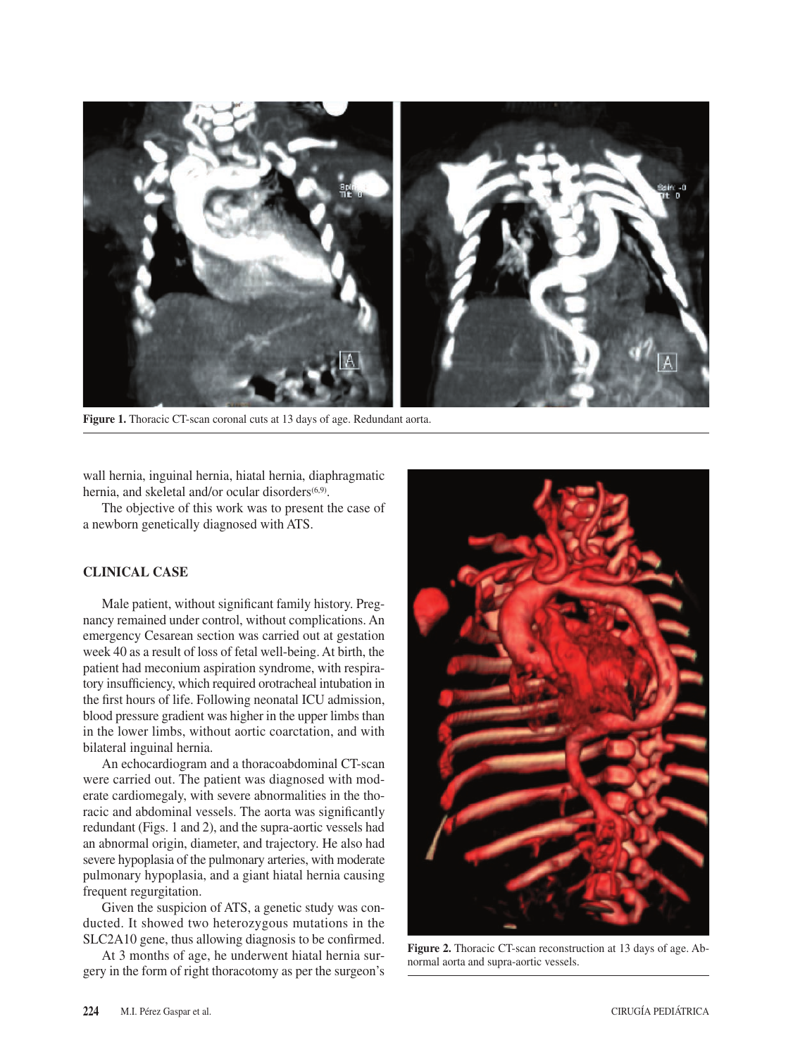Figure 1. Thoracic CT-scan coronal cuts at 13 days of age. Redundant aorta.

wall hernia, inguinal hernia, hiatal hernia, diaphragmatic hernia, and skeletal and/or ocular disorders[6,9].

The objective of this work was to present the case of a newborn genetically diagnosed with ATS.

## CLINICAL CASE

Male patient, without significant family history. Pregnancy remained under control, without complications. An emergency Cesarean section was carried out at gestation week 40 as a result of loss of fetal well-being. At birth, the patient had meconium aspiration syndrome, with respiratory insufficiency, which required orotracheal intubation in the first hours of life. Following neonatal ICU admission, blood pressure gradient was higher in the upper limbs than in the lower limbs, without aortic coarctation, and with bilateral inguinal hernia.

An echocardiogram and a thoracoabdominal CT-scan were carried out. The patient was diagnosed with moderate cardiomegaly, with severe abnormalities in the thoracic and abdominal vessels. The aorta was significantly redundant (Figs. 1 and 2), and the supra-aortic vessels had an abnormal origin, diameter, and trajectory. He also had severe hypoplasia of the pulmonary arteries, with moderate pulmonary hypoplasia, and a giant hiatal hernia causing frequent regurgitation.

Given the suspicion of ATS, a genetic study was conducted. It showed two heterozygous mutations in the SLC2A10 gene, thus allowing diagnosis to be confirmed.

At 3 months of age, he underwent hiatal hernia surgery in the form of right thoracotomy as per the surgeon's

Figure 2. Thoracic CT-scan reconstruction at 13 days of age. Abnormal aorta and supra-aortic vessels.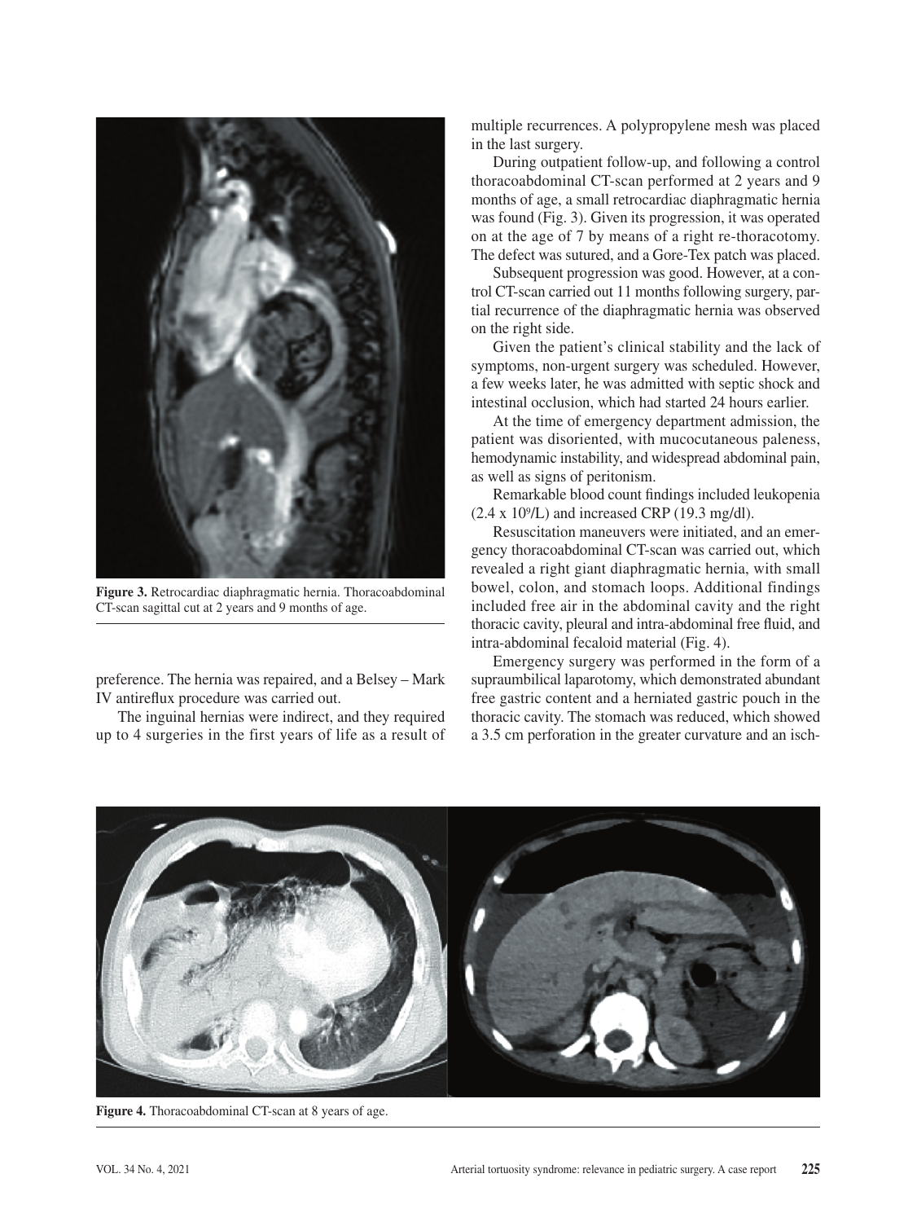**Figure 3.** Retrocardiac diaphragmatic hernia. Thoracoabdominal CT-scan sagittal cut at 2 years and 9 months of age.

preference. The hernia was repaired, and a Belsey – Mark IV antireflux procedure was carried out.

The inguinal hernias were indirect, and they required up to 4 surgeries in the first years of life as a result of multiple recurrences. A polypropylene mesh was placed in the last surgery.

During outpatient follow-up, and following a control thoracoabdominal CT-scan performed at 2 years and 9 months of age, a small retrocardiac diaphragmatic hernia was found (Fig. 3). Given its progression, it was operated on at the age of 7 by means of a right re-thoracotomy. The defect was sutured, and a Gore-Tex patch was placed.

Subsequent progression was good. However, at a control CT-scan carried out 11 months following surgery, partial recurrence of the diaphragmatic hernia was observed on the right side.

Given the patient's clinical stability and the lack of symptoms, non-urgent surgery was scheduled. However, a few weeks later, he was admitted with septic shock and intestinal occlusion, which had started 24 hours earlier.

At the time of emergency department admission, the patient was disoriented, with mucocutaneous paleness, hemodynamic instability, and widespread abdominal pain, as well as signs of peritonism.

Remarkable blood count findings included leukopenia ($2.4 \times 10^9$/L) and increased CRP (19.3 mg/dl).

Resuscitation maneuvers were initiated, and an emergency thoracoabdominal CT-scan was carried out, which revealed a right giant diaphragmatic hernia, with small bowel, colon, and stomach loops. Additional findings included free air in the abdominal cavity and the right thoracic cavity, pleural and intra-abdominal free fluid, and intra-abdominal fecaloid material (Fig. 4).

Emergency surgery was performed in the form of a supraumbilical laparotomy, which demonstrated abundant free gastric content and a herniated gastric pouch in the thoracic cavity. The stomach was reduced, which showed a 3.5 cm perforation in the greater curvature and an isch-

**Figure 4.** Thoracoabdominal CT-scan at 8 years of age.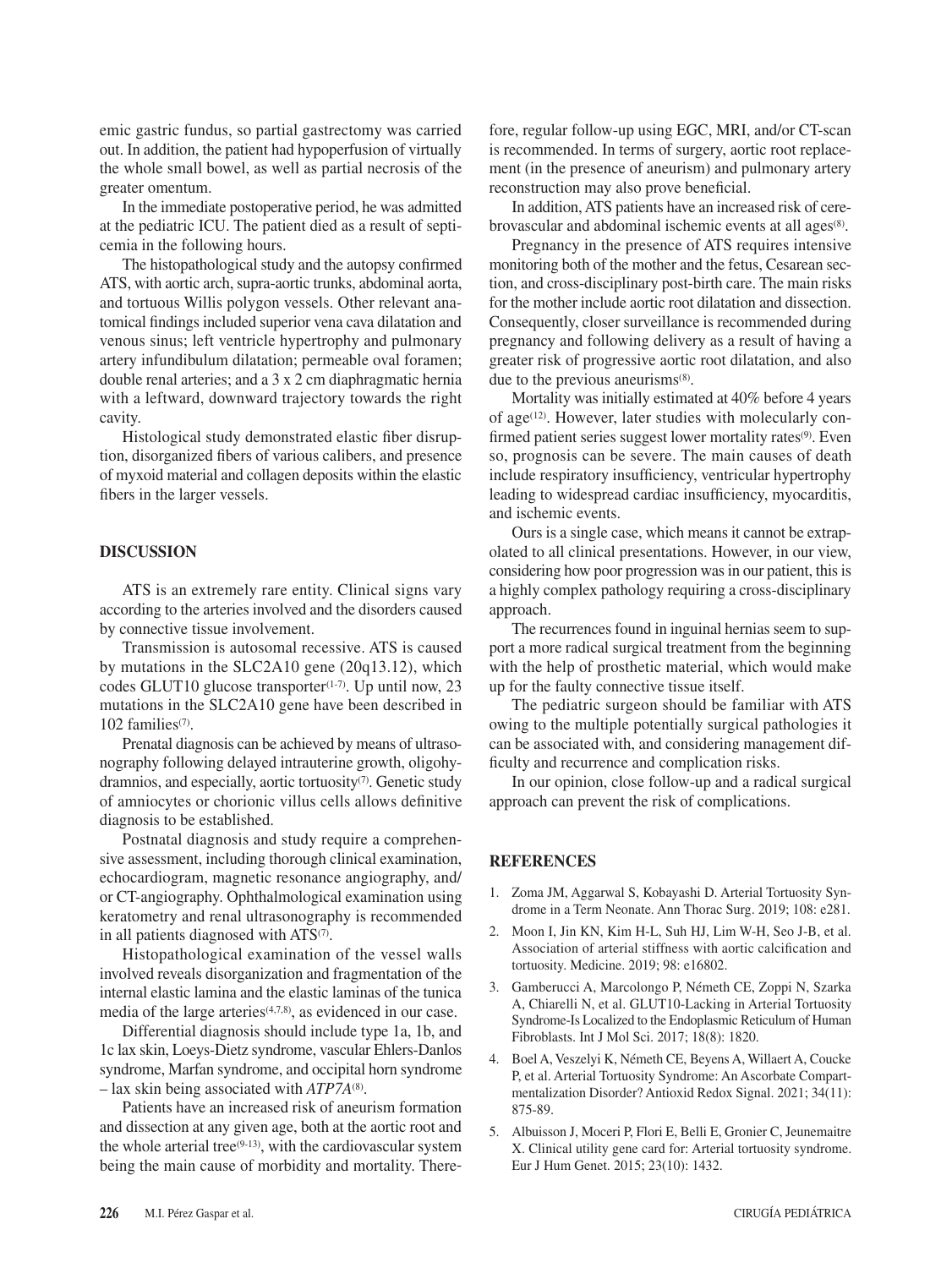emic gastric fundus, so partial gastrectomy was carried out. In addition, the patient had hypoperfusion of virtually the whole small bowel, as well as partial necrosis of the greater omentum.

In the immediate postoperative period, he was admitted at the pediatric ICU. The patient died as a result of septicemia in the following hours.

The histopathological study and the autopsy confirmed ATS, with aortic arch, supra-aortic trunks, abdominal aorta, and tortuous Willis polygon vessels. Other relevant anatomical findings included superior vena cava dilatation and venous sinus; left ventricle hypertrophy and pulmonary artery infundibulum dilatation; permeable oval foramen; double renal arteries; and a 3 x 2 cm diaphragmatic hernia with a leftward, downward trajectory towards the right cavity.

Histological study demonstrated elastic fiber disruption, disorganized fibers of various calibers, and presence of myxoid material and collagen deposits within the elastic fibers in the larger vessels.

## DISCUSSION

ATS is an extremely rare entity. Clinical signs vary according to the arteries involved and the disorders caused by connective tissue involvement.

Transmission is autosomal recessive. ATS is caused by mutations in the SLC2A10 gene (20q13.12), which codes GLUT10 glucose transporter[1-7]. Up until now, 23 mutations in the SLC2A10 gene have been described in 102 families[7].

Prenatal diagnosis can be achieved by means of ultrasonography following delayed intrauterine growth, oligohydramnios, and especially, aortic tortuosity[7]. Genetic study of amniocytes or chorionic villus cells allows definitive diagnosis to be established.

Postnatal diagnosis and study require a comprehensive assessment, including thorough clinical examination, echocardiogram, magnetic resonance angiography, and/or CT-angiography. Ophthalmological examination using keratometry and renal ultrasonography is recommended in all patients diagnosed with ATS[7].

Histopathological examination of the vessel walls involved reveals disorganization and fragmentation of the internal elastic lamina and the elastic laminas of the tunica media of the large arteries[4,7,8], as evidenced in our case.

Differential diagnosis should include type 1a, 1b, and 1c lax skin, Loeys-Dietz syndrome, vascular Ehlers-Danlos syndrome, Marfan syndrome, and occipital horn syndrome – lax skin being associated with *ATP7A*[8].

Patients have an increased risk of aneurism formation and dissection at any given age, both at the aortic root and the whole arterial tree[9-13], with the cardiovascular system being the main cause of morbidity and mortality. Therefore, regular follow-up using EGC, MRI, and/or CT-scan is recommended. In terms of surgery, aortic root replacement (in the presence of aneurism) and pulmonary artery reconstruction may also prove beneficial.

In addition, ATS patients have an increased risk of cerebrovascular and abdominal ischemic events at all ages[8].

Pregnancy in the presence of ATS requires intensive monitoring both of the mother and the fetus, Cesarean section, and cross-disciplinary post-birth care. The main risks for the mother include aortic root dilatation and dissection. Consequently, closer surveillance is recommended during pregnancy and following delivery as a result of having a greater risk of progressive aortic root dilatation, and also due to the previous aneurisms[8].

Mortality was initially estimated at 40% before 4 years of age[12]. However, later studies with molecularly confirmed patient series suggest lower mortality rates[9]. Even so, prognosis can be severe. The main causes of death include respiratory insufficiency, ventricular hypertrophy leading to widespread cardiac insufficiency, myocarditis, and ischemic events.

Ours is a single case, which means it cannot be extrapolated to all clinical presentations. However, in our view, considering how poor progression was in our patient, this is a highly complex pathology requiring a cross-disciplinary approach.

The recurrences found in inguinal hernias seem to support a more radical surgical treatment from the beginning with the help of prosthetic material, which would make up for the faulty connective tissue itself.

The pediatric surgeon should be familiar with ATS owing to the multiple potentially surgical pathologies it can be associated with, and considering management difficulty and recurrence and complication risks.

In our opinion, close follow-up and a radical surgical approach can prevent the risk of complications.

## REFERENCES

1. Zoma JM, Aggarwal S, Kobayashi D. Arterial Tortuosity Syndrome in a Term Neonate. Ann Thorac Surg. 2019; 108: e281.
2. Moon I, Jin KN, Kim H-L, Suh HJ, Lim W-H, Seo J-B, et al. Association of arterial stiffness with aortic calcification and tortuosity. Medicine. 2019; 98: e16802.
3. Gamberucci A, Marcolongo P, Németh CE, Zoppi N, Szarka A, Chiarelli N, et al. GLUT10-Lacking in Arterial Tortuosity Syndrome-Is Localized to the Endoplasmic Reticulum of Human Fibroblasts. Int J Mol Sci. 2017; 18(8): 1820.
4. Boel A, Veszelyi K, Németh CE, Beyens A, Willaert A, Coucke P, et al. Arterial Tortuosity Syndrome: An Ascorbate Compartmentalization Disorder? Antioxid Redox Signal. 2021; 34(11): 875-89.
5. Albuisson J, Moceri P, Flori E, Belli E, Gronier C, Jeunemaitre X. Clinical utility gene card for: Arterial tortuosity syndrome. Eur J Hum Genet. 2015; 23(10): 1432.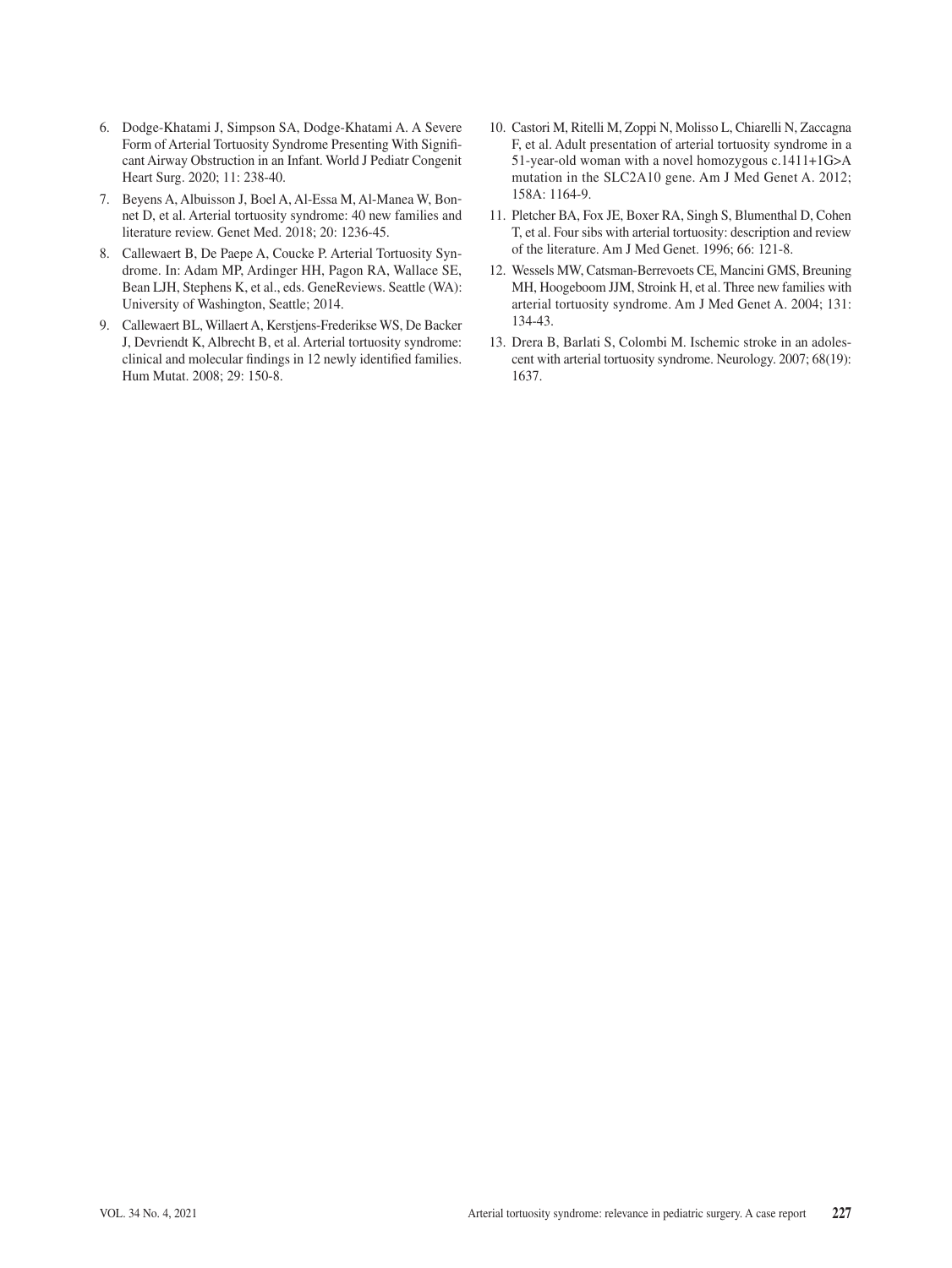6. Dodge-Khatami J, Simpson SA, Dodge-Khatami A. A Severe Form of Arterial Tortuosity Syndrome Presenting With Significant Airway Obstruction in an Infant. World J Pediatr Congenit Heart Surg. 2020; 11: 238-40.
7. Beyens A, Albuisson J, Boel A, Al-Essa M, Al-Manea W, Bonnet D, et al. Arterial tortuosity syndrome: 40 new families and literature review. Genet Med. 2018; 20: 1236-45.
8. Callewaert B, De Paepe A, Coucke P. Arterial Tortuosity Syndrome. In: Adam MP, Ardinger HH, Pagon RA, Wallace SE, Bean LJH, Stephens K, et al., eds. GeneReviews. Seattle (WA): University of Washington, Seattle; 2014.
9. Callewaert BL, Willaert A, Kerstjens-Frederikse WS, De Backer J, Devriendt K, Albrecht B, et al. Arterial tortuosity syndrome: clinical and molecular findings in 12 newly identified families. Hum Mutat. 2008; 29: 150-8.
10. Castori M, Ritelli M, Zoppi N, Molisso L, Chiarelli N, Zaccagna F, et al. Adult presentation of arterial tortuosity syndrome in a 51-year-old woman with a novel homozygous c.1411+1G>A mutation in the SLC2A10 gene. Am J Med Genet A. 2012; 158A: 1164-9.
11. Pletcher BA, Fox JE, Boxer RA, Singh S, Blumenthal D, Cohen T, et al. Four sibs with arterial tortuosity: description and review of the literature. Am J Med Genet. 1996; 66: 121-8.
12. Wessels MW, Catsman-Berrevoets CE, Mancini GMS, Breuning MH, Hoogeboom JJM, Stroink H, et al. Three new families with arterial tortuosity syndrome. Am J Med Genet A. 2004; 131: 134-43.
13. Drera B, Barlati S, Colombi M. Ischemic stroke in an adolescent with arterial tortuosity syndrome. Neurology. 2007; 68(19): 1637.